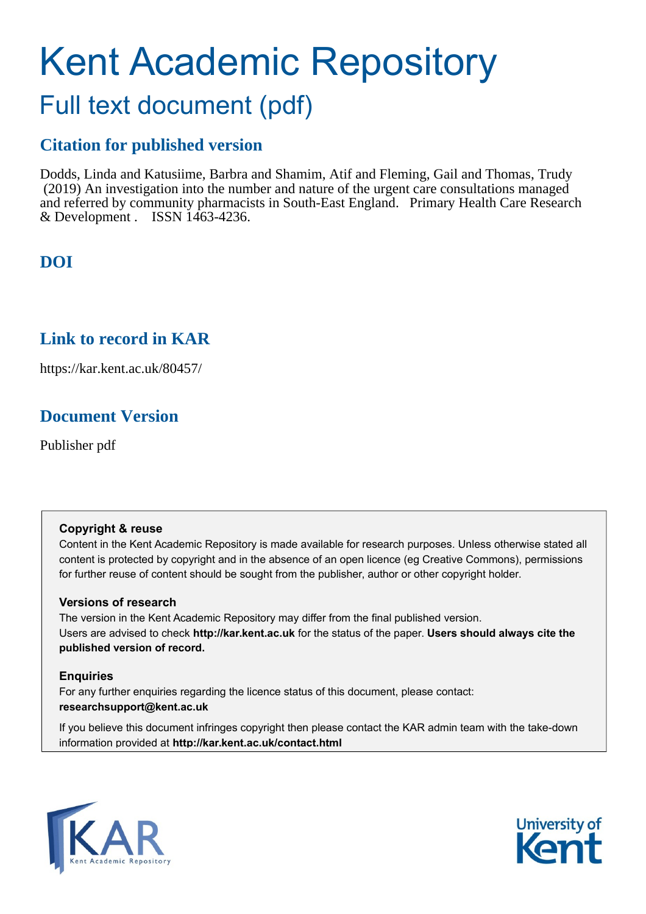# Kent Academic Repository

## Full text document (pdf)

## Citation for published version

Dodds, Linda and Katusiime, Barbra and Shamim, Atif and Fleming, Gail and Thomas, Trudy (2019) An investigation into the number and nature of the urgent care consultations managed and referred by community pharmacists in South-East England. Primary Health Care Research & Development . ISSN 1463-4236.

## DOI

## Link to record in KAR

https://kar.kent.ac.uk/80457/

## Document Version

Publisher pdf

**Copyright & reuse**

Content in the Kent Academic Repository is made available for research purposes. Unless otherwise stated all content is protected by copyright and in the absence of an open licence (eg Creative Commons), permissions for further reuse of content should be sought from the publisher, author or other copyright holder.

**Versions of research**

The version in the Kent Academic Repository may differ from the final published version. Users are advised to check **http://kar.kent.ac.uk** for the status of the paper. **Users should always cite the published version of record.**

**Enquiries**

For any further enquiries regarding the licence status of this document, please contact: **researchsupport@kent.ac.uk**

If you believe this document infringes copyright then please contact the KAR admin team with the take-down information provided at **http://kar.kent.ac.uk/contact.html**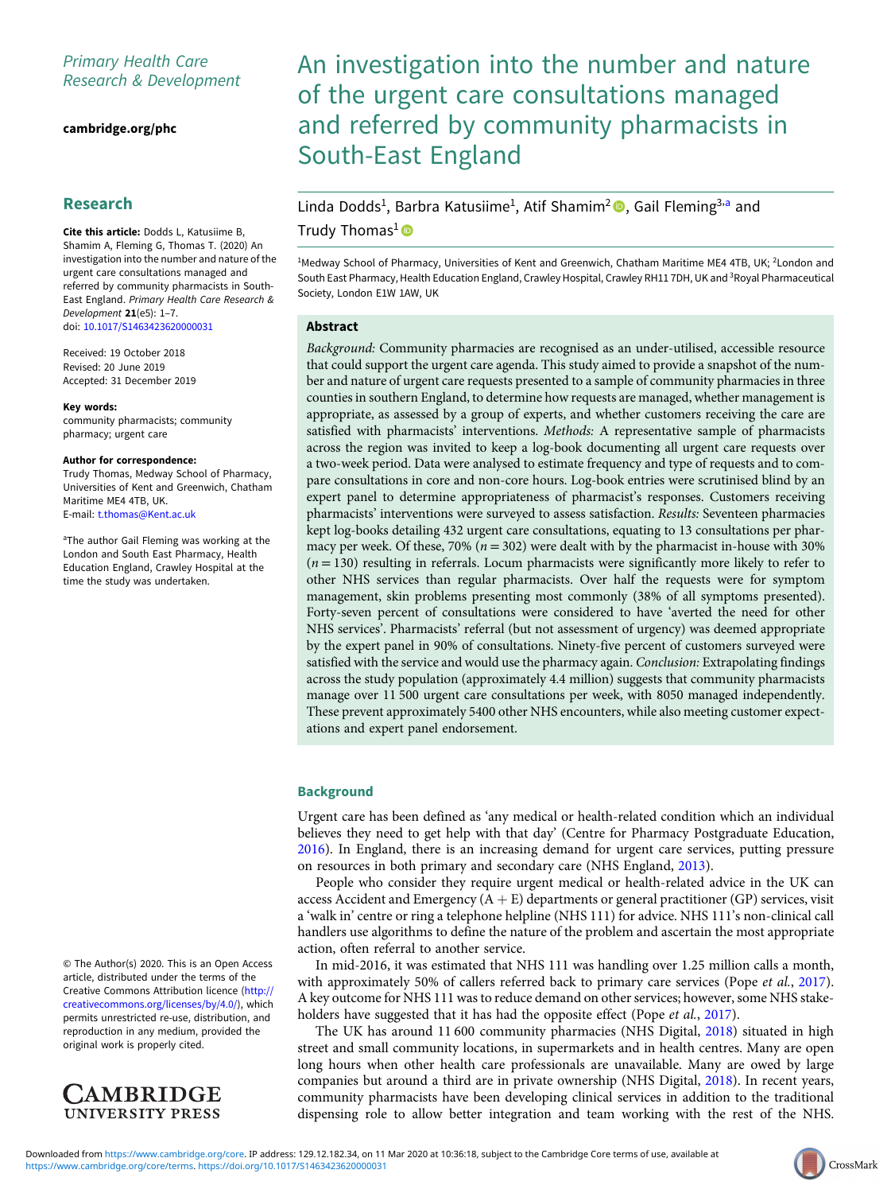Primary Health Care Research & Development

cambridge.org/phc

## Research

**Cite this article:** Dodds L, Katusiime B, Shamim A, Fleming G, Thomas T. (2020) An investigation into the number and nature of the urgent care consultations managed and referred by community pharmacists in South-East England. *Primary Health Care Research & Development* **21**(e5): 1–7. doi: 10.1017/S1463423620000031

Received: 19 October 2018
Revised: 20 June 2019
Accepted: 31 December 2019

**Key words:**
community pharmacists; community pharmacy; urgent care

**Author for correspondence:**
Trudy Thomas, Medway School of Pharmacy, Universities of Kent and Greenwich, Chatham Maritime ME4 4TB, UK.
E-mail: t.thomas@Kent.ac.uk

[a]The author Gail Fleming was working at the London and South East Pharmacy, Health Education England, Crawley Hospital at the time the study was undertaken.

© The Author(s) 2020. This is an Open Access article, distributed under the terms of the Creative Commons Attribution licence (http://creativecommons.org/licenses/by/4.0/), which permits unrestricted re-use, distribution, and reproduction in any medium, provided the original work is properly cited.

# An investigation into the number and nature of the urgent care consultations managed and referred by community pharmacists in South-East England

Linda Dodds[1], Barbra Katusiime[1], Atif Shamim[2], Gail Fleming[3,a] and Trudy Thomas[1]

[1]Medway School of Pharmacy, Universities of Kent and Greenwich, Chatham Maritime ME4 4TB, UK; [2]London and South East Pharmacy, Health Education England, Crawley Hospital, Crawley RH11 7DH, UK and [3]Royal Pharmaceutical Society, London E1W 1AW, UK

### Abstract

*Background:* Community pharmacies are recognised as an under-utilised, accessible resource that could support the urgent care agenda. This study aimed to provide a snapshot of the number and nature of urgent care requests presented to a sample of community pharmacies in three counties in southern England, to determine how requests are managed, whether management is appropriate, as assessed by a group of experts, and whether customers receiving the care are satisfied with pharmacists' interventions. *Methods:* A representative sample of pharmacists across the region was invited to keep a log-book documenting all urgent care requests over a two-week period. Data were analysed to estimate frequency and type of requests and to compare consultations in core and non-core hours. Log-book entries were scrutinised blind by an expert panel to determine appropriateness of pharmacist's responses. Customers receiving pharmacists' interventions were surveyed to assess satisfaction. *Results:* Seventeen pharmacies kept log-books detailing 432 urgent care consultations, equating to 13 consultations per pharmacy per week. Of these, 70% ($n = 302$) were dealt with by the pharmacist in-house with 30% ($n = 130$) resulting in referrals. Locum pharmacists were significantly more likely to refer to other NHS services than regular pharmacists. Over half the requests were for symptom management, skin problems presenting most commonly (38% of all symptoms presented). Forty-seven percent of consultations were considered to have 'averted the need for other NHS services'. Pharmacists' referral (but not assessment of urgency) was deemed appropriate by the expert panel in 90% of consultations. Ninety-five percent of customers surveyed were satisfied with the service and would use the pharmacy again. *Conclusion:* Extrapolating findings across the study population (approximately 4.4 million) suggests that community pharmacists manage over 11 500 urgent care consultations per week, with 8050 managed independently. These prevent approximately 5400 other NHS encounters, while also meeting customer expectations and expert panel endorsement.

## Background

Urgent care has been defined as 'any medical or health-related condition which an individual believes they need to get help with that day' (Centre for Pharmacy Postgraduate Education, 2016). In England, there is an increasing demand for urgent care services, putting pressure on resources in both primary and secondary care (NHS England, 2013).

People who consider they require urgent medical or health-related advice in the UK can access Accident and Emergency (A + E) departments or general practitioner (GP) services, visit a 'walk in' centre or ring a telephone helpline (NHS 111) for advice. NHS 111's non-clinical call handlers use algorithms to define the nature of the problem and ascertain the most appropriate action, often referral to another service.

In mid-2016, it was estimated that NHS 111 was handling over 1.25 million calls a month, with approximately 50% of callers referred back to primary care services (Pope *et al.*, 2017). A key outcome for NHS 111 was to reduce demand on other services; however, some NHS stakeholders have suggested that it has had the opposite effect (Pope *et al.*, 2017).

The UK has around 11 600 community pharmacies (NHS Digital, 2018) situated in high street and small community locations, in supermarkets and in health centres. Many are open long hours when other health care professionals are unavailable. Many are owed by large companies but around a third are in private ownership (NHS Digital, 2018). In recent years, community pharmacists have been developing clinical services in addition to the traditional dispensing role to allow better integration and team working with the rest of the NHS.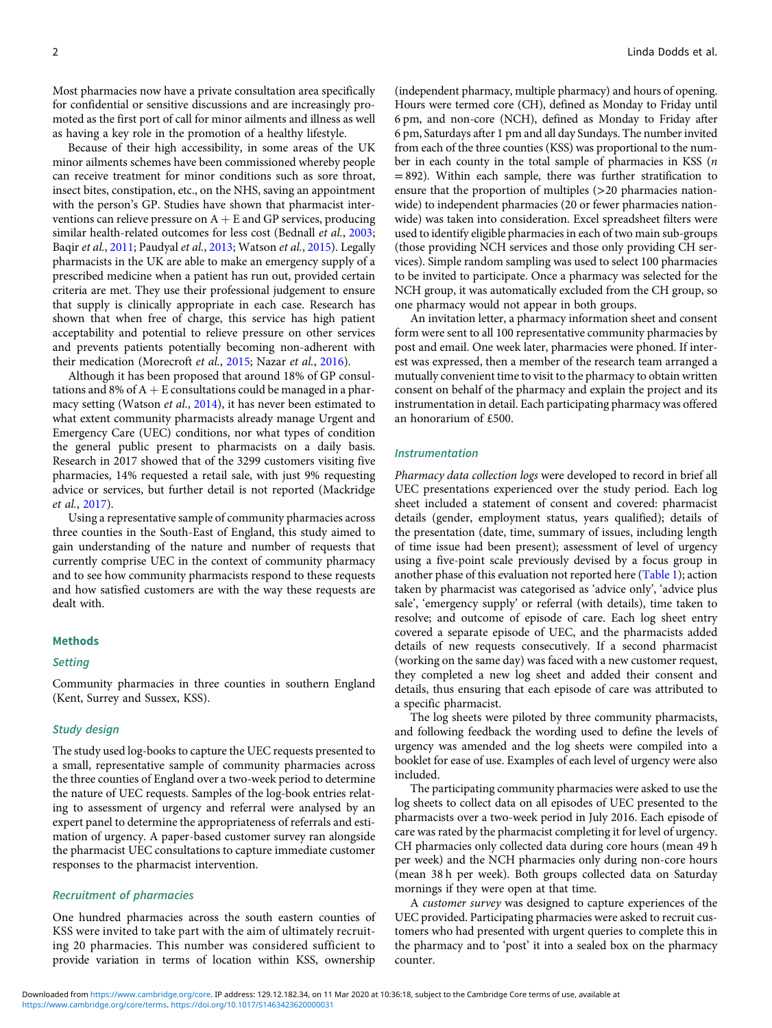Most pharmacies now have a private consultation area specifically for confidential or sensitive discussions and are increasingly promoted as the first port of call for minor ailments and illness as well as having a key role in the promotion of a healthy lifestyle.

Because of their high accessibility, in some areas of the UK minor ailments schemes have been commissioned whereby people can receive treatment for minor conditions such as sore throat, insect bites, constipation, etc., on the NHS, saving an appointment with the person's GP. Studies have shown that pharmacist interventions can relieve pressure on A + E and GP services, producing similar health-related outcomes for less cost (Bednall *et al.*, 2003; Baqir *et al.*, 2011; Paudyal *et al.*, 2013; Watson *et al.*, 2015). Legally pharmacists in the UK are able to make an emergency supply of a prescribed medicine when a patient has run out, provided certain criteria are met. They use their professional judgement to ensure that supply is clinically appropriate in each case. Research has shown that when free of charge, this service has high patient acceptability and potential to relieve pressure on other services and prevents patients potentially becoming non-adherent with their medication (Morecroft *et al.*, 2015; Nazar *et al.*, 2016).

Although it has been proposed that around 18% of GP consultations and 8% of A + E consultations could be managed in a pharmacy setting (Watson *et al.*, 2014), it has never been estimated to what extent community pharmacists already manage Urgent and Emergency Care (UEC) conditions, nor what types of condition the general public present to pharmacists on a daily basis. Research in 2017 showed that of the 3299 customers visiting five pharmacies, 14% requested a retail sale, with just 9% requesting advice or services, but further detail is not reported (Mackridge *et al.*, 2017).

Using a representative sample of community pharmacies across three counties in the South-East of England, this study aimed to gain understanding of the nature and number of requests that currently comprise UEC in the context of community pharmacy and to see how community pharmacists respond to these requests and how satisfied customers are with the way these requests are dealt with.

## Methods

### Setting

Community pharmacies in three counties in southern England (Kent, Surrey and Sussex, KSS).

### Study design

The study used log-books to capture the UEC requests presented to a small, representative sample of community pharmacies across the three counties of England over a two-week period to determine the nature of UEC requests. Samples of the log-book entries relating to assessment of urgency and referral were analysed by an expert panel to determine the appropriateness of referrals and estimation of urgency. A paper-based customer survey ran alongside the pharmacist UEC consultations to capture immediate customer responses to the pharmacist intervention.

### Recruitment of pharmacies

One hundred pharmacies across the south eastern counties of KSS were invited to take part with the aim of ultimately recruiting 20 pharmacies. This number was considered sufficient to provide variation in terms of location within KSS, ownership (independent pharmacy, multiple pharmacy) and hours of opening. Hours were termed core (CH), defined as Monday to Friday until 6 pm, and non-core (NCH), defined as Monday to Friday after 6 pm, Saturdays after 1 pm and all day Sundays. The number invited from each of the three counties (KSS) was proportional to the number in each county in the total sample of pharmacies in KSS ($n = 892$). Within each sample, there was further stratification to ensure that the proportion of multiples (>20 pharmacies nationwide) to independent pharmacies (20 or fewer pharmacies nationwide) was taken into consideration. Excel spreadsheet filters were used to identify eligible pharmacies in each of two main sub-groups (those providing NCH services and those only providing CH services). Simple random sampling was used to select 100 pharmacies to be invited to participate. Once a pharmacy was selected for the NCH group, it was automatically excluded from the CH group, so one pharmacy would not appear in both groups.

An invitation letter, a pharmacy information sheet and consent form were sent to all 100 representative community pharmacies by post and email. One week later, pharmacies were phoned. If interest was expressed, then a member of the research team arranged a mutually convenient time to visit to the pharmacy to obtain written consent on behalf of the pharmacy and explain the project and its instrumentation in detail. Each participating pharmacy was offered an honorarium of £500.

### Instrumentation

*Pharmacy data collection logs* were developed to record in brief all UEC presentations experienced over the study period. Each log sheet included a statement of consent and covered: pharmacist details (gender, employment status, years qualified); details of the presentation (date, time, summary of issues, including length of time issue had been present); assessment of level of urgency using a five-point scale previously devised by a focus group in another phase of this evaluation not reported here (Table 1); action taken by pharmacist was categorised as 'advice only', 'advice plus sale', 'emergency supply' or referral (with details), time taken to resolve; and outcome of episode of care. Each log sheet entry covered a separate episode of UEC, and the pharmacists added details of new requests consecutively. If a second pharmacist (working on the same day) was faced with a new customer request, they completed a new log sheet and added their consent and details, thus ensuring that each episode of care was attributed to a specific pharmacist.

The log sheets were piloted by three community pharmacists, and following feedback the wording used to define the levels of urgency was amended and the log sheets were compiled into a booklet for ease of use. Examples of each level of urgency were also included.

The participating community pharmacies were asked to use the log sheets to collect data on all episodes of UEC presented to the pharmacists over a two-week period in July 2016. Each episode of care was rated by the pharmacist completing it for level of urgency. CH pharmacies only collected data during core hours (mean 49 h per week) and the NCH pharmacies only during non-core hours (mean 38 h per week). Both groups collected data on Saturday mornings if they were open at that time.

A *customer survey* was designed to capture experiences of the UEC provided. Participating pharmacies were asked to recruit customers who had presented with urgent queries to complete this in the pharmacy and to 'post' it into a sealed box on the pharmacy counter.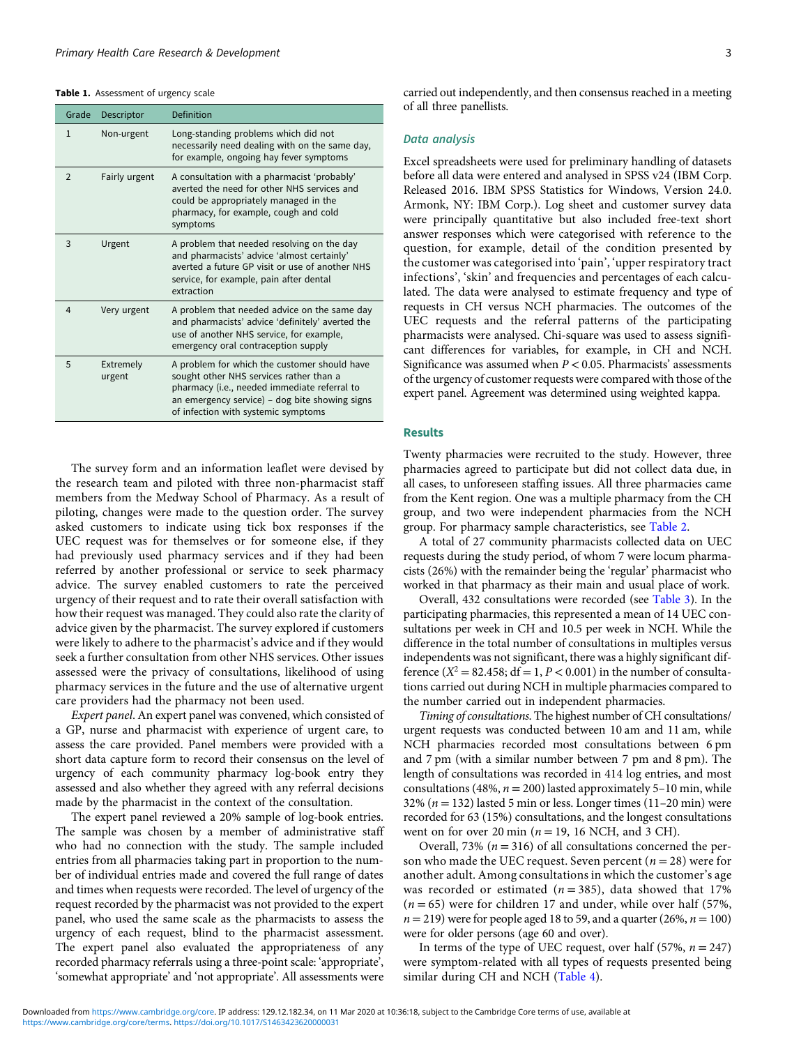**Table 1.** Assessment of urgency scale

| Grade | Descriptor | Definition |
|---|---|---|
| 1 | Non-urgent | Long-standing problems which did not necessarily need dealing with on the same day, for example, ongoing hay fever symptoms |
| 2 | Fairly urgent | A consultation with a pharmacist 'probably' averted the need for other NHS services and could be appropriately managed in the pharmacy, for example, cough and cold symptoms |
| 3 | Urgent | A problem that needed resolving on the day and pharmacists' advice 'almost certainly' averted a future GP visit or use of another NHS service, for example, pain after dental extraction |
| 4 | Very urgent | A problem that needed advice on the same day and pharmacists' advice 'definitely' averted the use of another NHS service, for example, emergency oral contraception supply |
| 5 | Extremely urgent | A problem for which the customer should have sought other NHS services rather than a pharmacy (i.e., needed immediate referral to an emergency service) – dog bite showing signs of infection with systemic symptoms |

The survey form and an information leaflet were devised by the research team and piloted with three non-pharmacist staff members from the Medway School of Pharmacy. As a result of piloting, changes were made to the question order. The survey asked customers to indicate using tick box responses if the UEC request was for themselves or for someone else, if they had previously used pharmacy services and if they had been referred by another professional or service to seek pharmacy advice. The survey enabled customers to rate the perceived urgency of their request and to rate their overall satisfaction with how their request was managed. They could also rate the clarity of advice given by the pharmacist. The survey explored if customers were likely to adhere to the pharmacist's advice and if they would seek a further consultation from other NHS services. Other issues assessed were the privacy of consultations, likelihood of using pharmacy services in the future and the use of alternative urgent care providers had the pharmacy not been used.

*Expert panel*. An expert panel was convened, which consisted of a GP, nurse and pharmacist with experience of urgent care, to assess the care provided. Panel members were provided with a short data capture form to record their consensus on the level of urgency of each community pharmacy log-book entry they assessed and also whether they agreed with any referral decisions made by the pharmacist in the context of the consultation.

The expert panel reviewed a 20% sample of log-book entries. The sample was chosen by a member of administrative staff who had no connection with the study. The sample included entries from all pharmacies taking part in proportion to the number of individual entries made and covered the full range of dates and times when requests were recorded. The level of urgency of the request recorded by the pharmacist was not provided to the expert panel, who used the same scale as the pharmacists to assess the urgency of each request, blind to the pharmacist assessment. The expert panel also evaluated the appropriateness of any recorded pharmacy referrals using a three-point scale: 'appropriate', 'somewhat appropriate' and 'not appropriate'. All assessments were carried out independently, and then consensus reached in a meeting of all three panellists.

### Data analysis

Excel spreadsheets were used for preliminary handling of datasets before all data were entered and analysed in SPSS v24 (IBM Corp. Released 2016. IBM SPSS Statistics for Windows, Version 24.0. Armonk, NY: IBM Corp.). Log sheet and customer survey data were principally quantitative but also included free-text short answer responses which were categorised with reference to the question, for example, detail of the condition presented by the customer was categorised into 'pain', 'upper respiratory tract infections', 'skin' and frequencies and percentages of each calculated. The data were analysed to estimate frequency and type of requests in CH versus NCH pharmacies. The outcomes of the UEC requests and the referral patterns of the participating pharmacists were analysed. Chi-square was used to assess significant differences for variables, for example, in CH and NCH. Significance was assumed when $P < 0.05$. Pharmacists' assessments of the urgency of customer requests were compared with those of the expert panel. Agreement was determined using weighted kappa.

## Results

Twenty pharmacies were recruited to the study. However, three pharmacies agreed to participate but did not collect data due, in all cases, to unforeseen staffing issues. All three pharmacies came from the Kent region. One was a multiple pharmacy from the CH group, and two were independent pharmacies from the NCH group. For pharmacy sample characteristics, see Table 2.

A total of 27 community pharmacists collected data on UEC requests during the study period, of whom 7 were locum pharmacists (26%) with the remainder being the 'regular' pharmacist who worked in that pharmacy as their main and usual place of work.

Overall, 432 consultations were recorded (see Table 3). In the participating pharmacies, this represented a mean of 14 UEC consultations per week in CH and 10.5 per week in NCH. While the difference in the total number of consultations in multiples versus independents was not significant, there was a highly significant difference ($X^2 = 82.458$; df = 1, $P < 0.001$) in the number of consultations carried out during NCH in multiple pharmacies compared to the number carried out in independent pharmacies.

*Timing of consultations.* The highest number of CH consultations/urgent requests was conducted between 10 am and 11 am, while NCH pharmacies recorded most consultations between 6 pm and 7 pm (with a similar number between 7 pm and 8 pm). The length of consultations was recorded in 414 log entries, and most consultations (48%, $n = 200$) lasted approximately 5–10 min, while 32% ($n = 132$) lasted 5 min or less. Longer times (11–20 min) were recorded for 63 (15%) consultations, and the longest consultations went on for over 20 min ($n = 19$, 16 NCH, and 3 CH).

Overall, 73% ($n = 316$) of all consultations concerned the person who made the UEC request. Seven percent ($n = 28$) were for another adult. Among consultations in which the customer's age was recorded or estimated ($n = 385$), data showed that 17% ($n = 65$) were for children 17 and under, while over half (57%, $n = 219$) were for people aged 18 to 59, and a quarter (26%, $n = 100$) were for older persons (age 60 and over).

In terms of the type of UEC request, over half (57%, $n = 247$) were symptom-related with all types of requests presented being similar during CH and NCH (Table 4).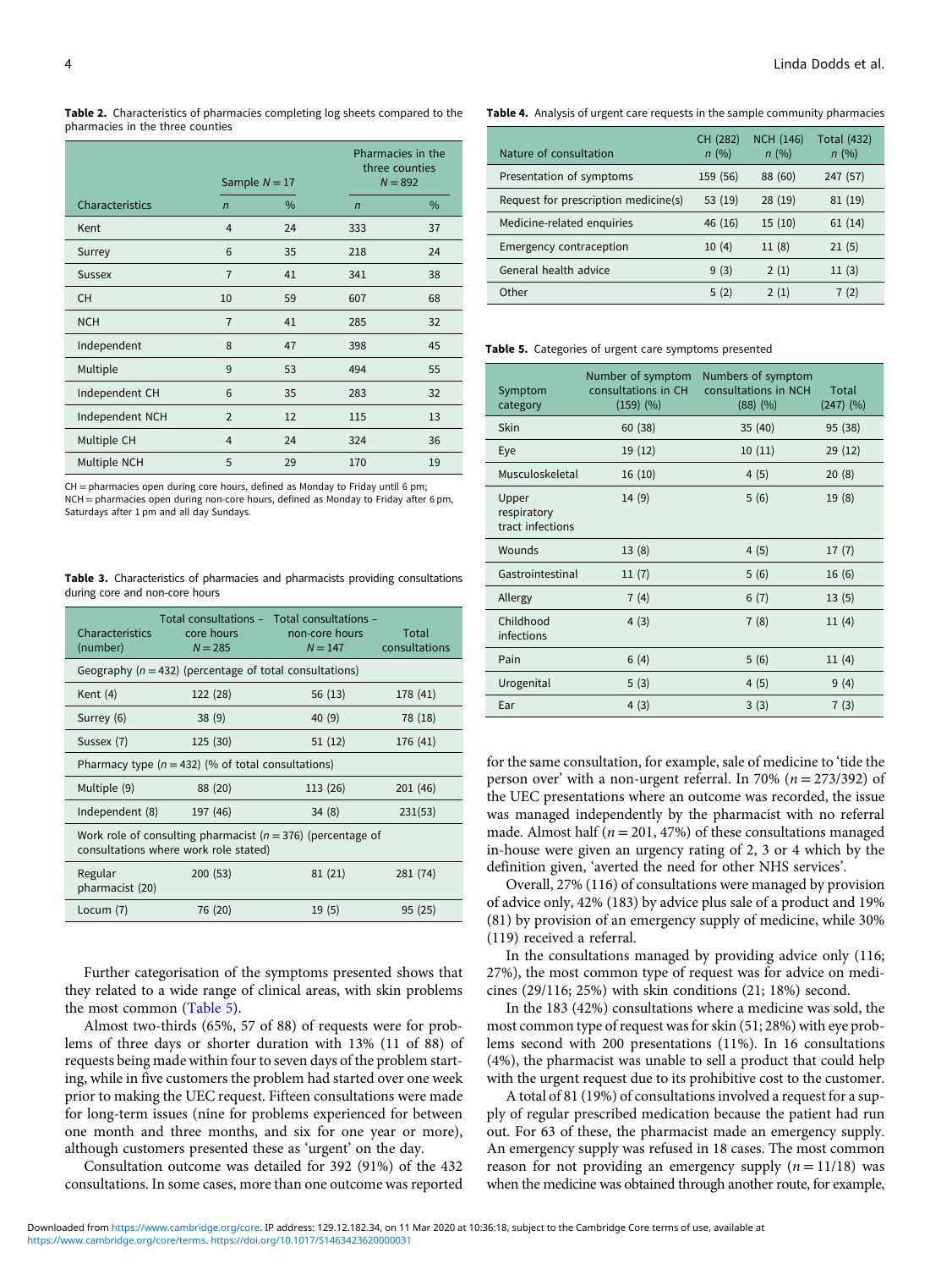**Table 2.** Characteristics of pharmacies completing log sheets compared to the pharmacies in the three counties

| Characteristics | Sample $N = 17$ | | Pharmacies in the three counties $N = 892$ | |
|---|---|---|---|---|
| | *n* | % | *n* | % |
| Kent | 4 | 24 | 333 | 37 |
| Surrey | 6 | 35 | 218 | 24 |
| Sussex | 7 | 41 | 341 | 38 |
| CH | 10 | 59 | 607 | 68 |
| NCH | 7 | 41 | 285 | 32 |
| Independent | 8 | 47 | 398 | 45 |
| Multiple | 9 | 53 | 494 | 55 |
| Independent CH | 6 | 35 | 283 | 32 |
| Independent NCH | 2 | 12 | 115 | 13 |
| Multiple CH | 4 | 24 | 324 | 36 |
| Multiple NCH | 5 | 29 | 170 | 19 |

CH = pharmacies open during core hours, defined as Monday to Friday until 6 pm; NCH = pharmacies open during non-core hours, defined as Monday to Friday after 6 pm, Saturdays after 1 pm and all day Sundays.

**Table 3.** Characteristics of pharmacies and pharmacists providing consultations during core and non-core hours

| Characteristics (number) | Total consultations – core hours $N = 285$ | Total consultations – non-core hours $N = 147$ | Total consultations |
|---|---|---|---|
| Geography ($n = 432$) (percentage of total consultations) | | | |
| Kent (4) | 122 (28) | 56 (13) | 178 (41) |
| Surrey (6) | 38 (9) | 40 (9) | 78 (18) |
| Sussex (7) | 125 (30) | 51 (12) | 176 (41) |
| Pharmacy type ($n = 432$) (% of total consultations) | | | |
| Multiple (9) | 88 (20) | 113 (26) | 201 (46) |
| Independent (8) | 197 (46) | 34 (8) | 231(53) |
| Work role of consulting pharmacist ($n = 376$) (percentage of consultations where work role stated) | | | |
| Regular pharmacist (20) | 200 (53) | 81 (21) | 281 (74) |
| Locum (7) | 76 (20) | 19 (5) | 95 (25) |

Further categorisation of the symptoms presented shows that they related to a wide range of clinical areas, with skin problems the most common (Table 5).

Almost two-thirds (65%, 57 of 88) of requests were for problems of three days or shorter duration with 13% (11 of 88) of requests being made within four to seven days of the problem starting, while in five customers the problem had started over one week prior to making the UEC request. Fifteen consultations were made for long-term issues (nine for problems experienced for between one month and three months, and six for one year or more), although customers presented these as 'urgent' on the day.

Consultation outcome was detailed for 392 (91%) of the 432 consultations. In some cases, more than one outcome was reported for the same consultation, for example, sale of medicine to 'tide the person over' with a non-urgent referral. In 70% ($n = 273/392$) of the UEC presentations where an outcome was recorded, the issue was managed independently by the pharmacist with no referral made. Almost half ($n = 201$, 47%) of these consultations managed in-house were given an urgency rating of 2, 3 or 4 which by the definition given, 'averted the need for other NHS services'.

**Table 4.** Analysis of urgent care requests in the sample community pharmacies

| Nature of consultation | CH (282) *n* (%) | NCH (146) *n* (%) | Total (432) *n* (%) |
|---|---|---|---|
| Presentation of symptoms | 159 (56) | 88 (60) | 247 (57) |
| Request for prescription medicine(s) | 53 (19) | 28 (19) | 81 (19) |
| Medicine-related enquiries | 46 (16) | 15 (10) | 61 (14) |
| Emergency contraception | 10 (4) | 11 (8) | 21 (5) |
| General health advice | 9 (3) | 2 (1) | 11 (3) |
| Other | 5 (2) | 2 (1) | 7 (2) |

**Table 5.** Categories of urgent care symptoms presented

| Symptom category | Number of symptom consultations in CH (159) (%) | Numbers of symptom consultations in NCH (88) (%) | Total (247) (%) |
|---|---|---|---|
| Skin | 60 (38) | 35 (40) | 95 (38) |
| Eye | 19 (12) | 10 (11) | 29 (12) |
| Musculoskeletal | 16 (10) | 4 (5) | 20 (8) |
| Upper respiratory tract infections | 14 (9) | 5 (6) | 19 (8) |
| Wounds | 13 (8) | 4 (5) | 17 (7) |
| Gastrointestinal | 11 (7) | 5 (6) | 16 (6) |
| Allergy | 7 (4) | 6 (7) | 13 (5) |
| Childhood infections | 4 (3) | 7 (8) | 11 (4) |
| Pain | 6 (4) | 5 (6) | 11 (4) |
| Urogenital | 5 (3) | 4 (5) | 9 (4) |
| Ear | 4 (3) | 3 (3) | 7 (3) |

Overall, 27% (116) of consultations were managed by provision of advice only, 42% (183) by advice plus sale of a product and 19% (81) by provision of an emergency supply of medicine, while 30% (119) received a referral.

In the consultations managed by providing advice only (116; 27%), the most common type of request was for advice on medicines (29/116; 25%) with skin conditions (21; 18%) second.

In the 183 (42%) consultations where a medicine was sold, the most common type of request was for skin (51; 28%) with eye problems second with 200 presentations (11%). In 16 consultations (4%), the pharmacist was unable to sell a product that could help with the urgent request due to its prohibitive cost to the customer.

A total of 81 (19%) of consultations involved a request for a supply of regular prescribed medication because the patient had run out. For 63 of these, the pharmacist made an emergency supply. An emergency supply was refused in 18 cases. The most common reason for not providing an emergency supply ($n = 11/18$) was when the medicine was obtained through another route, for example,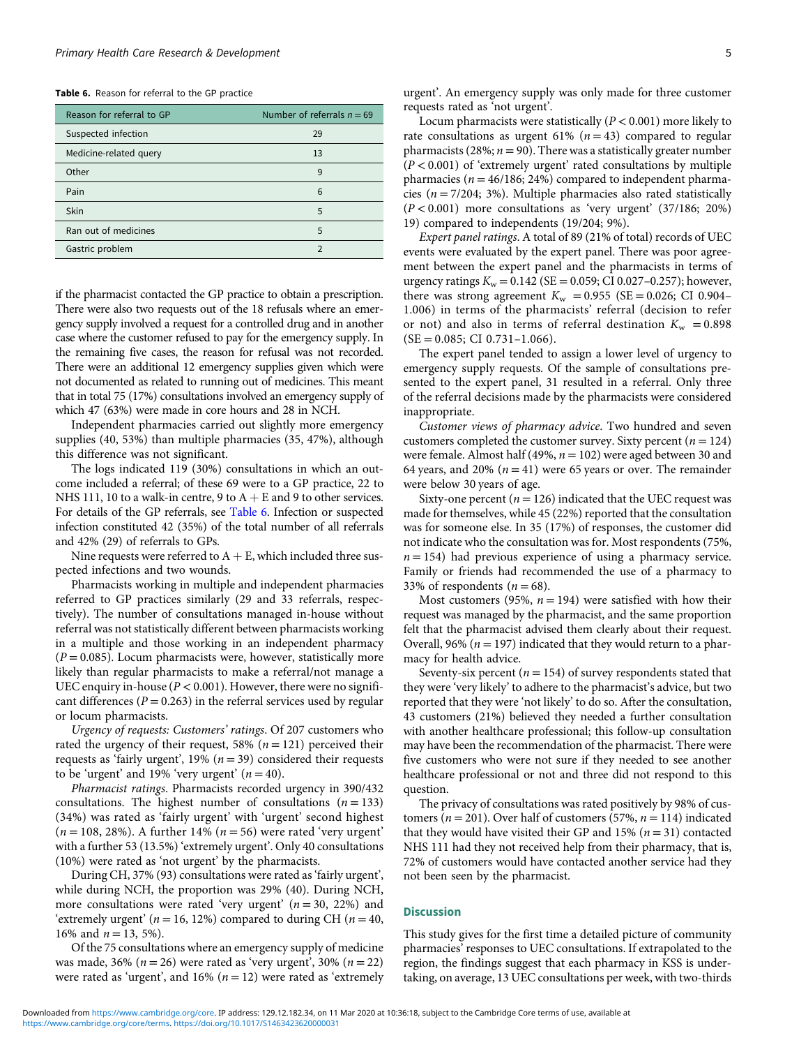**Table 6.** Reason for referral to the GP practice

| Reason for referral to GP | Number of referrals $n = 69$ |
|---|---|
| Suspected infection | 29 |
| Medicine-related query | 13 |
| Other | 9 |
| Pain | 6 |
| Skin | 5 |
| Ran out of medicines | 5 |
| Gastric problem | 2 |

if the pharmacist contacted the GP practice to obtain a prescription. There were also two requests out of the 18 refusals where an emergency supply involved a request for a controlled drug and in another case where the customer refused to pay for the emergency supply. In the remaining five cases, the reason for refusal was not recorded. There were an additional 12 emergency supplies given which were not documented as related to running out of medicines. This meant that in total 75 (17%) consultations involved an emergency supply of which 47 (63%) were made in core hours and 28 in NCH.

Independent pharmacies carried out slightly more emergency supplies (40, 53%) than multiple pharmacies (35, 47%), although this difference was not significant.

The logs indicated 119 (30%) consultations in which an outcome included a referral; of these 69 were to a GP practice, 22 to NHS 111, 10 to a walk-in centre, 9 to A + E and 9 to other services. For details of the GP referrals, see Table 6. Infection or suspected infection constituted 42 (35%) of the total number of all referrals and 42% (29) of referrals to GPs.

Nine requests were referred to A + E, which included three suspected infections and two wounds.

Pharmacists working in multiple and independent pharmacies referred to GP practices similarly (29 and 33 referrals, respectively). The number of consultations managed in-house without referral was not statistically different between pharmacists working in a multiple and those working in an independent pharmacy ($P = 0.085$). Locum pharmacists were, however, statistically more likely than regular pharmacists to make a referral/not manage a UEC enquiry in-house ($P < 0.001$). However, there were no significant differences ($P = 0.263$) in the referral services used by regular or locum pharmacists.

*Urgency of requests: Customers' ratings*. Of 207 customers who rated the urgency of their request, 58% ($n = 121$) perceived their requests as 'fairly urgent', 19% ($n = 39$) considered their requests to be 'urgent' and 19% 'very urgent' ($n = 40$).

*Pharmacist ratings*. Pharmacists recorded urgency in 390/432 consultations. The highest number of consultations ($n = 133$) (34%) was rated as 'fairly urgent' with 'urgent' second highest ($n = 108$, 28%). A further 14% ($n = 56$) were rated 'very urgent' with a further 53 (13.5%) 'extremely urgent'. Only 40 consultations (10%) were rated as 'not urgent' by the pharmacists.

During CH, 37% (93) consultations were rated as 'fairly urgent', while during NCH, the proportion was 29% (40). During NCH, more consultations were rated 'very urgent' ($n = 30$, 22%) and 'extremely urgent' ($n = 16$, 12%) compared to during CH ($n = 40$, 16% and $n = 13$, 5%).

Of the 75 consultations where an emergency supply of medicine was made, 36% ($n = 26$) were rated as 'very urgent', 30% ($n = 22$) were rated as 'urgent', and 16% ($n = 12$) were rated as 'extremely urgent'. An emergency supply was only made for three customer requests rated as 'not urgent'.

Locum pharmacists were statistically ($P < 0.001$) more likely to rate consultations as urgent 61% ($n = 43$) compared to regular pharmacists (28%; $n = 90$). There was a statistically greater number ($P < 0.001$) of 'extremely urgent' rated consultations by multiple pharmacies ($n = 46/186$; 24%) compared to independent pharmacies ($n = 7/204$; 3%). Multiple pharmacies also rated statistically ($P < 0.001$) more consultations as 'very urgent' (37/186; 20%) 19) compared to independents (19/204; 9%).

*Expert panel ratings*. A total of 89 (21% of total) records of UEC events were evaluated by the expert panel. There was poor agreement between the expert panel and the pharmacists in terms of urgency ratings $K_w = 0.142$ (SE = 0.059; CI 0.027–0.257); however, there was strong agreement $K_w = 0.955$ (SE = 0.026; CI 0.904–1.006) in terms of the pharmacists' referral (decision to refer or not) and also in terms of referral destination $K_w = 0.898$ (SE = 0.085; CI 0.731–1.066).

The expert panel tended to assign a lower level of urgency to emergency supply requests. Of the sample of consultations presented to the expert panel, 31 resulted in a referral. Only three of the referral decisions made by the pharmacists were considered inappropriate.

*Customer views of pharmacy advice*. Two hundred and seven customers completed the customer survey. Sixty percent ($n = 124$) were female. Almost half (49%, $n = 102$) were aged between 30 and 64 years, and 20% ($n = 41$) were 65 years or over. The remainder were below 30 years of age.

Sixty-one percent ($n = 126$) indicated that the UEC request was made for themselves, while 45 (22%) reported that the consultation was for someone else. In 35 (17%) of responses, the customer did not indicate who the consultation was for. Most respondents (75%, $n = 154$) had previous experience of using a pharmacy service. Family or friends had recommended the use of a pharmacy to 33% of respondents ($n = 68$).

Most customers (95%, $n = 194$) were satisfied with how their request was managed by the pharmacist, and the same proportion felt that the pharmacist advised them clearly about their request. Overall, 96% ($n = 197$) indicated that they would return to a pharmacy for health advice.

Seventy-six percent ($n = 154$) of survey respondents stated that they were 'very likely' to adhere to the pharmacist's advice, but two reported that they were 'not likely' to do so. After the consultation, 43 customers (21%) believed they needed a further consultation with another healthcare professional; this follow-up consultation may have been the recommendation of the pharmacist. There were five customers who were not sure if they needed to see another healthcare professional or not and three did not respond to this question.

The privacy of consultations was rated positively by 98% of customers ($n = 201$). Over half of customers (57%, $n = 114$) indicated that they would have visited their GP and 15% ($n = 31$) contacted NHS 111 had they not received help from their pharmacy, that is, 72% of customers would have contacted another service had they not been seen by the pharmacist.

## Discussion

This study gives for the first time a detailed picture of community pharmacies' responses to UEC consultations. If extrapolated to the region, the findings suggest that each pharmacy in KSS is undertaking, on average, 13 UEC consultations per week, with two-thirds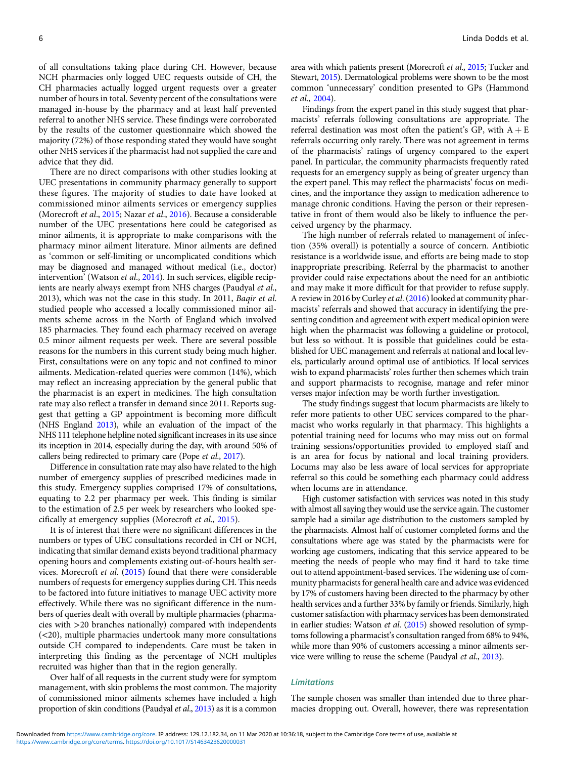of all consultations taking place during CH. However, because NCH pharmacies only logged UEC requests outside of CH, the CH pharmacies actually logged urgent requests over a greater number of hours in total. Seventy percent of the consultations were managed in-house by the pharmacy and at least half prevented referral to another NHS service. These findings were corroborated by the results of the customer questionnaire which showed the majority (72%) of those responding stated they would have sought other NHS services if the pharmacist had not supplied the care and advice that they did.

There are no direct comparisons with other studies looking at UEC presentations in community pharmacy generally to support these figures. The majority of studies to date have looked at commissioned minor ailments services or emergency supplies (Morecroft *et al.*, 2015; Nazar *et al.*, 2016). Because a considerable number of the UEC presentations here could be categorised as minor ailments, it is appropriate to make comparisons with the pharmacy minor ailment literature. Minor ailments are defined as 'common or self-limiting or uncomplicated conditions which may be diagnosed and managed without medical (i.e., doctor) intervention' (Watson *et al.*, 2014). In such services, eligible recipients are nearly always exempt from NHS charges (Paudyal *et al.*, 2013), which was not the case in this study. In 2011, *Baqir et al.* studied people who accessed a locally commissioned minor ailments scheme across in the North of England which involved 185 pharmacies. They found each pharmacy received on average 0.5 minor ailment requests per week. There are several possible reasons for the numbers in this current study being much higher. First, consultations were on any topic and not confined to minor ailments. Medication-related queries were common (14%), which may reflect an increasing appreciation by the general public that the pharmacist is an expert in medicines. The high consultation rate may also reflect a transfer in demand since 2011. Reports suggest that getting a GP appointment is becoming more difficult (NHS England 2013), while an evaluation of the impact of the NHS 111 telephone helpline noted significant increases in its use since its inception in 2014, especially during the day, with around 50% of callers being redirected to primary care (Pope *et al.*, 2017).

Difference in consultation rate may also have related to the high number of emergency supplies of prescribed medicines made in this study. Emergency supplies comprised 17% of consultations, equating to 2.2 per pharmacy per week. This finding is similar to the estimation of 2.5 per week by researchers who looked specifically at emergency supplies (Morecroft *et al.*, 2015).

It is of interest that there were no significant differences in the numbers or types of UEC consultations recorded in CH or NCH, indicating that similar demand exists beyond traditional pharmacy opening hours and complements existing out-of-hours health services. Morecroft *et al.* (2015) found that there were considerable numbers of requests for emergency supplies during CH. This needs to be factored into future initiatives to manage UEC activity more effectively. While there was no significant difference in the numbers of queries dealt with overall by multiple pharmacies (pharmacies with >20 branches nationally) compared with independents (<20), multiple pharmacies undertook many more consultations outside CH compared to independents. Care must be taken in interpreting this finding as the percentage of NCH multiples recruited was higher than that in the region generally.

Over half of all requests in the current study were for symptom management, with skin problems the most common. The majority of commissioned minor ailments schemes have included a high proportion of skin conditions (Paudyal *et al.*, 2013) as it is a common area with which patients present (Morecroft *et al.*, 2015; Tucker and Stewart, 2015). Dermatological problems were shown to be the most common 'unnecessary' condition presented to GPs (Hammond *et al.*, 2004).

Findings from the expert panel in this study suggest that pharmacists' referrals following consultations are appropriate. The referral destination was most often the patient's GP, with A + E referrals occurring only rarely. There was not agreement in terms of the pharmacists' ratings of urgency compared to the expert panel. In particular, the community pharmacists frequently rated requests for an emergency supply as being of greater urgency than the expert panel. This may reflect the pharmacists' focus on medicines, and the importance they assign to medication adherence to manage chronic conditions. Having the person or their representative in front of them would also be likely to influence the perceived urgency by the pharmacy.

The high number of referrals related to management of infection (35% overall) is potentially a source of concern. Antibiotic resistance is a worldwide issue, and efforts are being made to stop inappropriate prescribing. Referral by the pharmacist to another provider could raise expectations about the need for an antibiotic and may make it more difficult for that provider to refuse supply. A review in 2016 by Curley *et al.* (2016) looked at community pharmacists' referrals and showed that accuracy in identifying the presenting condition and agreement with expert medical opinion were high when the pharmacist was following a guideline or protocol, but less so without. It is possible that guidelines could be established for UEC management and referrals at national and local levels, particularly around optimal use of antibiotics. If local services wish to expand pharmacists' roles further then schemes which train and support pharmacists to recognise, manage and refer minor verses major infection may be worth further investigation.

The study findings suggest that locum pharmacists are likely to refer more patients to other UEC services compared to the pharmacist who works regularly in that pharmacy. This highlights a potential training need for locums who may miss out on formal training sessions/opportunities provided to employed staff and is an area for focus by national and local training providers. Locums may also be less aware of local services for appropriate referral so this could be something each pharmacy could address when locums are in attendance.

High customer satisfaction with services was noted in this study with almost all saying they would use the service again. The customer sample had a similar age distribution to the customers sampled by the pharmacists. Almost half of customer completed forms and the consultations where age was stated by the pharmacists were for working age customers, indicating that this service appeared to be meeting the needs of people who may find it hard to take time out to attend appointment-based services. The widening use of community pharmacists for general health care and advice was evidenced by 17% of customers having been directed to the pharmacy by other health services and a further 33% by family or friends. Similarly, high customer satisfaction with pharmacy services has been demonstrated in earlier studies: Watson *et al.* (2015) showed resolution of symptoms following a pharmacist's consultation ranged from 68% to 94%, while more than 90% of customers accessing a minor ailments service were willing to reuse the scheme (Paudyal *et al.*, 2013).

### Limitations

The sample chosen was smaller than intended due to three pharmacies dropping out. Overall, however, there was representation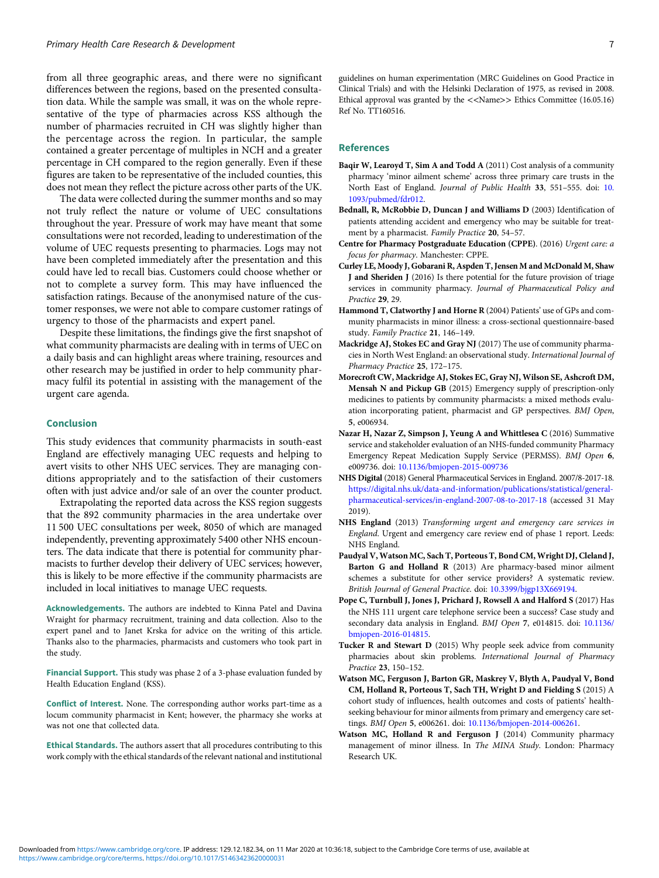from all three geographic areas, and there were no significant differences between the regions, based on the presented consultation data. While the sample was small, it was on the whole representative of the type of pharmacies across KSS although the number of pharmacies recruited in CH was slightly higher than the percentage across the region. In particular, the sample contained a greater percentage of multiples in NCH and a greater percentage in CH compared to the region generally. Even if these figures are taken to be representative of the included counties, this does not mean they reflect the picture across other parts of the UK.

The data were collected during the summer months and so may not truly reflect the nature or volume of UEC consultations throughout the year. Pressure of work may have meant that some consultations were not recorded, leading to underestimation of the volume of UEC requests presenting to pharmacies. Logs may not have been completed immediately after the presentation and this could have led to recall bias. Customers could choose whether or not to complete a survey form. This may have influenced the satisfaction ratings. Because of the anonymised nature of the customer responses, we were not able to compare customer ratings of urgency to those of the pharmacists and expert panel.

Despite these limitations, the findings give the first snapshot of what community pharmacists are dealing with in terms of UEC on a daily basis and can highlight areas where training, resources and other research may be justified in order to help community pharmacy fulfil its potential in assisting with the management of the urgent care agenda.

## Conclusion

This study evidences that community pharmacists in south-east England are effectively managing UEC requests and helping to avert visits to other NHS UEC services. They are managing conditions appropriately and to the satisfaction of their customers often with just advice and/or sale of an over the counter product.

Extrapolating the reported data across the KSS region suggests that the 892 community pharmacies in the area undertake over 11 500 UEC consultations per week, 8050 of which are managed independently, preventing approximately 5400 other NHS encounters. The data indicate that there is potential for community pharmacists to further develop their delivery of UEC services; however, this is likely to be more effective if the community pharmacists are included in local initiatives to manage UEC requests.

**Acknowledgements.** The authors are indebted to Kinna Patel and Davina Wraight for pharmacy recruitment, training and data collection. Also to the expert panel and to Janet Krska for advice on the writing of this article. Thanks also to the pharmacies, pharmacists and customers who took part in the study.

**Financial Support.** This study was phase 2 of a 3-phase evaluation funded by Health Education England (KSS).

**Conflict of Interest.** None. The corresponding author works part-time as a locum community pharmacist in Kent; however, the pharmacy she works at was not one that collected data.

**Ethical Standards.** The authors assert that all procedures contributing to this work comply with the ethical standards of the relevant national and institutional guidelines on human experimentation (MRC Guidelines on Good Practice in Clinical Trials) and with the Helsinki Declaration of 1975, as revised in 2008. Ethical approval was granted by the <<Name>> Ethics Committee (16.05.16) Ref No. TT160516.

## References

**Baqir W, Learoyd T, Sim A and Todd A** (2011) Cost analysis of a community pharmacy 'minor ailment scheme' across three primary care trusts in the North East of England. *Journal of Public Health* **33**, 551–555. doi: 10.1093/pubmed/fdr012.

**Bednall, R, McRobbie D, Duncan J and Williams D** (2003) Identification of patients attending accident and emergency who may be suitable for treatment by a pharmacist. *Family Practice* **20**, 54–57.

**Centre for Pharmacy Postgraduate Education (CPPE)**. (2016) *Urgent care: a focus for pharmacy*. Manchester: CPPE.

**Curley LE, Moody J, Gobarani R, Aspden T, Jensen M and McDonald M, Shaw J and Sheriden J** (2016) Is there potential for the future provision of triage services in community pharmacy. *Journal of Pharmaceutical Policy and Practice* **29**, 29.

**Hammond T, Clatworthy J and Horne R** (2004) Patients' use of GPs and community pharmacists in minor illness: a cross-sectional questionnaire-based study. *Family Practice* **21**, 146–149.

**Mackridge AJ, Stokes EC and Gray NJ** (2017) The use of community pharmacies in North West England: an observational study. *International Journal of Pharmacy Practice* **25**, 172–175.

**Morecroft CW, Mackridge AJ, Stokes EC, Gray NJ, Wilson SE, Ashcroft DM, Mensah N and Pickup GB** (2015) Emergency supply of prescription-only medicines to patients by community pharmacists: a mixed methods evaluation incorporating patient, pharmacist and GP perspectives. *BMJ Open*, **5**, e006934.

**Nazar H, Nazar Z, Simpson J, Yeung A and Whittlesea C** (2016) Summative service and stakeholder evaluation of an NHS-funded community Pharmacy Emergency Repeat Medication Supply Service (PERMSS). *BMJ Open* **6**, e009736. doi: 10.1136/bmjopen-2015-009736

**NHS Digital** (2018) General Pharmaceutical Services in England. 2007/8-2017-18. https://digital.nhs.uk/data-and-information/publications/statistical/general-pharmaceutical-services/in-england-2007-08-to-2017-18 (accessed 31 May 2019).

**NHS England** (2013) *Transforming urgent and emergency care services in England*. Urgent and emergency care review end of phase 1 report. Leeds: NHS England.

**Paudyal V, Watson MC, Sach T, Porteous T, Bond CM, Wright DJ, Cleland J, Barton G and Holland R** (2013) Are pharmacy-based minor ailment schemes a substitute for other service providers? A systematic review. *British Journal of General Practice*. doi: 10.3399/bjgp13X669194.

**Pope C, Turnbull J, Jones J, Prichard J, Rowsell A and Halford S** (2017) Has the NHS 111 urgent care telephone service been a success? Case study and secondary data analysis in England. *BMJ Open* **7**, e014815. doi: 10.1136/bmjopen-2016-014815.

**Tucker R and Stewart D** (2015) Why people seek advice from community pharmacies about skin problems. *International Journal of Pharmacy Practice* **23**, 150–152.

**Watson MC, Ferguson J, Barton GR, Maskrey V, Blyth A, Paudyal V, Bond CM, Holland R, Porteous T, Sach TH, Wright D and Fielding S** (2015) A cohort study of influences, health outcomes and costs of patients' health-seeking behaviour for minor ailments from primary and emergency care settings. *BMJ Open* **5**, e006261. doi: 10.1136/bmjopen-2014-006261.

**Watson MC, Holland R and Ferguson J** (2014) Community pharmacy management of minor illness. In *The MINA Study*. London: Pharmacy Research UK.

Downloaded from https://www.cambridge.org/core. IP address: 129.12.182.34, on 11 Mar 2020 at 10:36:18, subject to the Cambridge Core terms of use, available at https://www.cambridge.org/core/terms. https://doi.org/10.1017/S1463423620000031